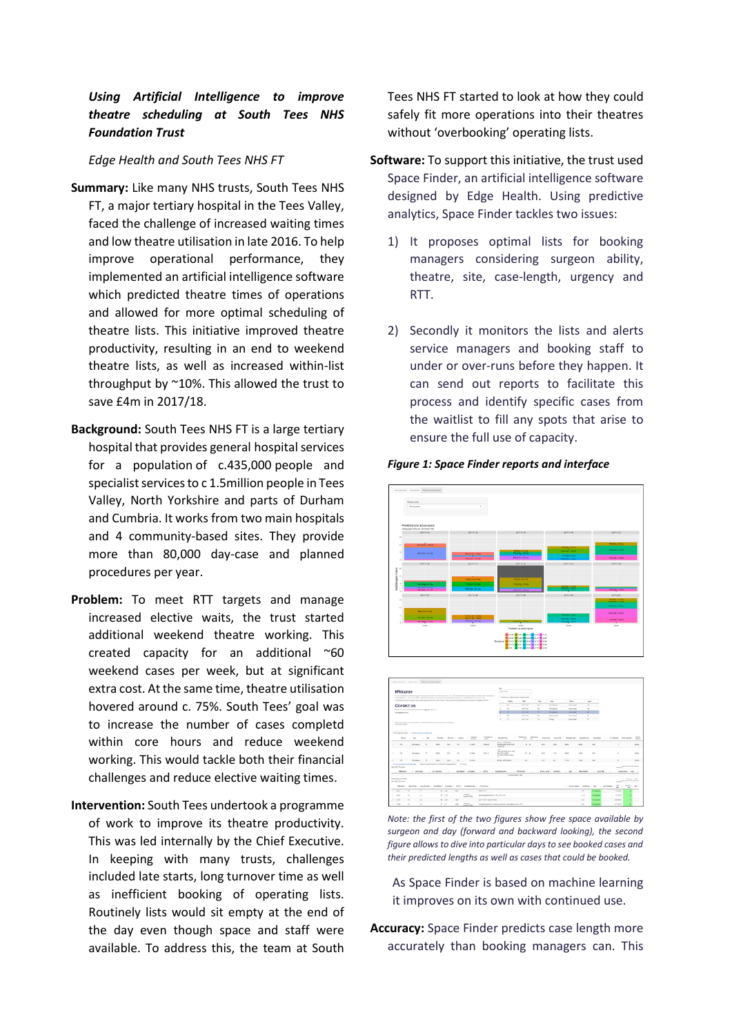***Using Artificial Intelligence to improve theatre scheduling at South Tees NHS Foundation Trust***

*Edge Health and South Tees NHS FT*

**Summary:** Like many NHS trusts, South Tees NHS FT, a major tertiary hospital in the Tees Valley, faced the challenge of increased waiting times and low theatre utilisation in late 2016. To help improve operational performance, they implemented an artificial intelligence software which predicted theatre times of operations and allowed for more optimal scheduling of theatre lists. This initiative improved theatre productivity, resulting in an end to weekend theatre lists, as well as increased within-list throughput by ~10%. This allowed the trust to save £4m in 2017/18.

**Background:** South Tees NHS FT is a large tertiary hospital that provides general hospital services for a population of c.435,000 people and specialist services to c 1.5million people in Tees Valley, North Yorkshire and parts of Durham and Cumbria. It works from two main hospitals and 4 community-based sites. They provide more than 80,000 day-case and planned procedures per year.

**Problem:** To meet RTT targets and manage increased elective waits, the trust started additional weekend theatre working. This created capacity for an additional ~60 weekend cases per week, but at significant extra cost. At the same time, theatre utilisation hovered around c. 75%. South Tees' goal was to increase the number of cases completd within core hours and reduce weekend working. This would tackle both their financial challenges and reduce elective waiting times.

**Intervention:** South Tees undertook a programme of work to improve its theatre productivity. This was led internally by the Chief Executive. In keeping with many trusts, challenges included late starts, long turnover time as well as inefficient booking of operating lists. Routinely lists would sit empty at the end of the day even though space and staff were available. To address this, the team at South Tees NHS FT started to look at how they could safely fit more operations into their theatres without 'overbooking' operating lists.

**Software:** To support this initiative, the trust used Space Finder, an artificial intelligence software designed by Edge Health. Using predictive analytics, Space Finder tackles two issues:

1) It proposes optimal lists for booking managers considering surgeon ability, theatre, site, case-length, urgency and RTT.

2) Secondly it monitors the lists and alerts service managers and booking staff to under or over-runs before they happen. It can send out reports to facilitate this process and identify specific cases from the waitlist to fill any spots that arise to ensure the full use of capacity.

***Figure 1: Space Finder reports and interface***

*Note: the first of the two figures show free space available by surgeon and day (forward and backward looking), the second figure allows to dive into particular days to see booked cases and their predicted lengths as well as cases that could be booked.*

As Space Finder is based on machine learning it improves on its own with continued use.

**Accuracy:** Space Finder predicts case length more accurately than booking managers can. This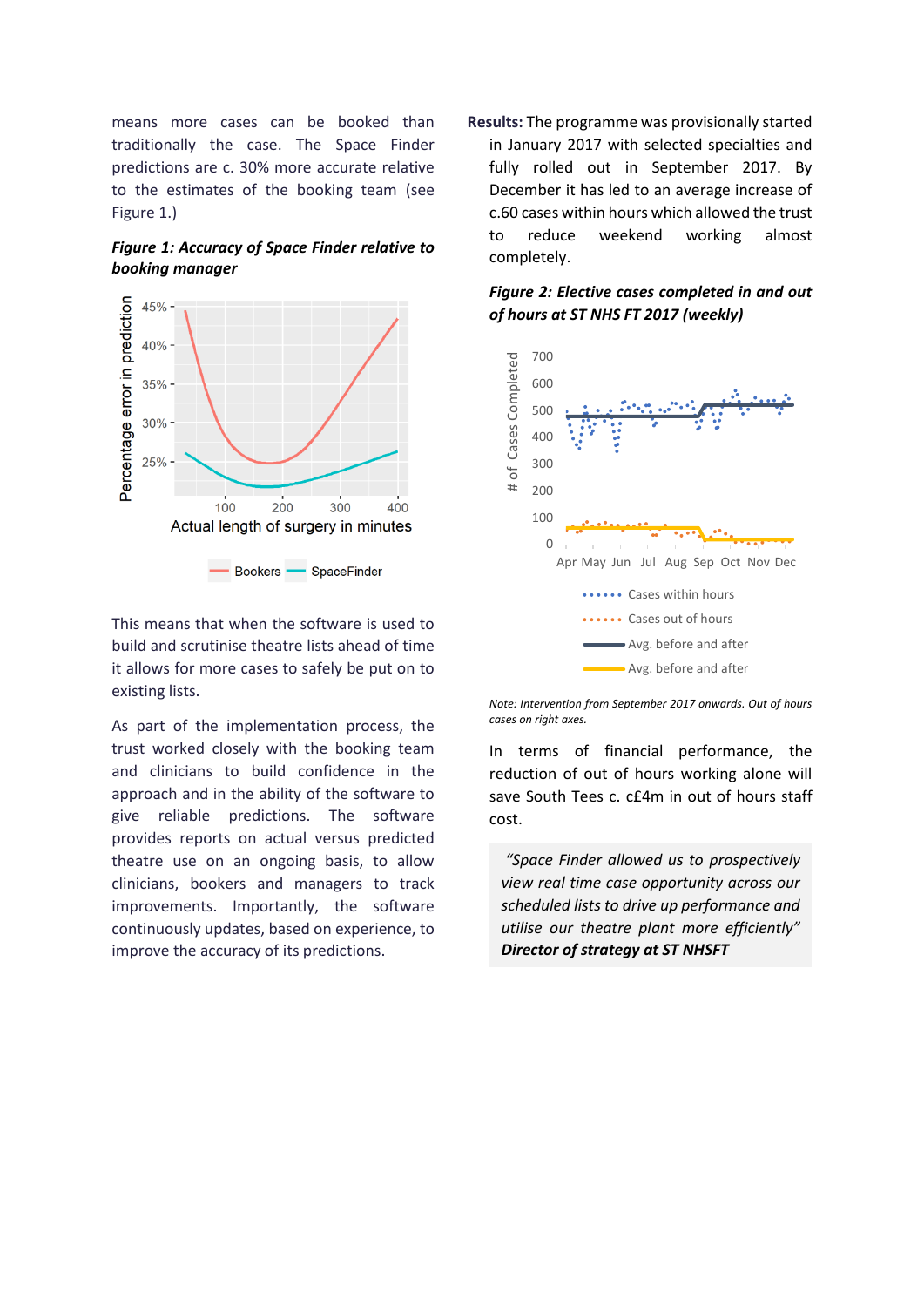means more cases can be booked than traditionally the case. The Space Finder predictions are c. 30% more accurate relative to the estimates of the booking team (see Figure 1.)

***Figure 1: Accuracy of Space Finder relative to booking manager***

Percentage error in prediction
45%
40%
35%
30%
25%
100
200
300
400
Actual length of surgery in minutes
Bookers
SpaceFinder

This means that when the software is used to build and scrutinise theatre lists ahead of time it allows for more cases to safely be put on to existing lists.

As part of the implementation process, the trust worked closely with the booking team and clinicians to build confidence in the approach and in the ability of the software to give reliable predictions. The software provides reports on actual versus predicted theatre use on an ongoing basis, to allow clinicians, bookers and managers to track improvements. Importantly, the software continuously updates, based on experience, to improve the accuracy of its predictions.

**Results:** The programme was provisionally started in January 2017 with selected specialties and fully rolled out in September 2017. By December it has led to an average increase of c.60 cases within hours which allowed the trust to reduce weekend working almost completely.

***Figure 2: Elective cases completed in and out of hours at ST NHS FT 2017 (weekly)***

# of Cases Completed
700
600
500
400
300
200
100
0
Apr May Jun Jul Aug Sep Oct Nov Dec
Cases within hours
Cases out of hours
Avg. before and after
Avg. before and after

*Note: Intervention from September 2017 onwards. Out of hours cases on right axes.*

In terms of financial performance, the reduction of out of hours working alone will save South Tees c. c£4m in out of hours staff cost.

> *"Space Finder allowed us to prospectively view real time case opportunity across our scheduled lists to drive up performance and utilise our theatre plant more efficiently"*
> ***Director of strategy at ST NHSFT***